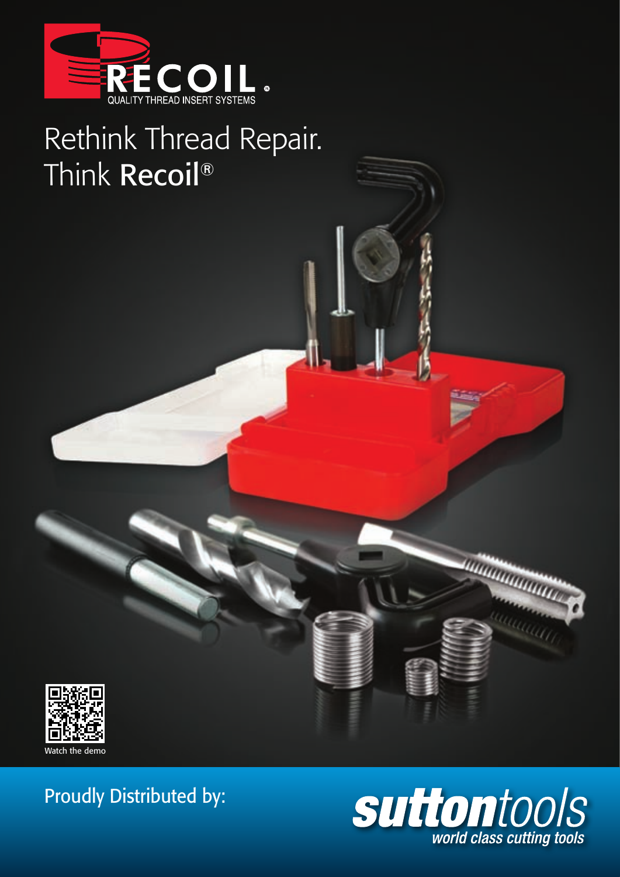RECOIL®

QUALITY THREAD INSERT SYSTEMS

# Rethink Thread Repair.
# Think **Recoil**®

Watch the demo

Proudly Distributed by:

**sutton***tools*

*world class cutting tools*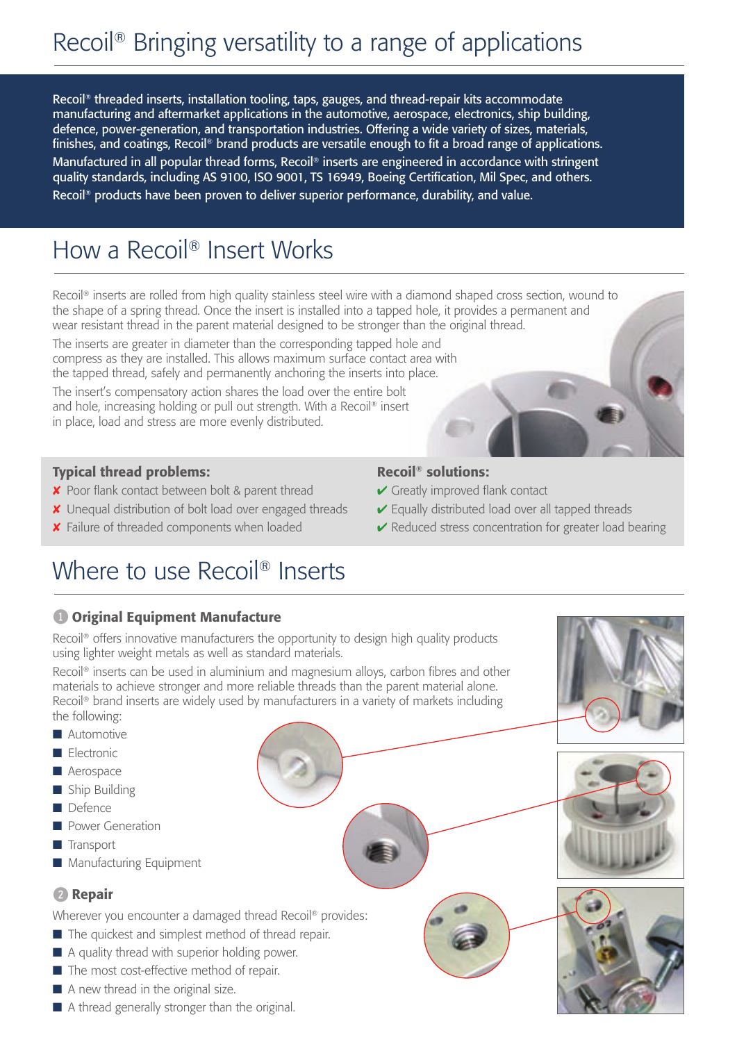# Recoil® Bringing versatility to a range of applications

Recoil® threaded inserts, installation tooling, taps, gauges, and thread-repair kits accommodate manufacturing and aftermarket applications in the automotive, aerospace, electronics, ship building, defence, power-generation, and transportation industries. Offering a wide variety of sizes, materials, finishes, and coatings, Recoil® brand products are versatile enough to fit a broad range of applications.

Manufactured in all popular thread forms, Recoil® inserts are engineered in accordance with stringent quality standards, including AS 9100, ISO 9001, TS 16949, Boeing Certification, Mil Spec, and others.

Recoil® products have been proven to deliver superior performance, durability, and value.

# How a Recoil® Insert Works

Recoil® inserts are rolled from high quality stainless steel wire with a diamond shaped cross section, wound to the shape of a spring thread. Once the insert is installed into a tapped hole, it provides a permanent and wear resistant thread in the parent material designed to be stronger than the original thread.

The inserts are greater in diameter than the corresponding tapped hole and compress as they are installed. This allows maximum surface contact area with the tapped thread, safely and permanently anchoring the inserts into place.

The insert's compensatory action shares the load over the entire bolt and hole, increasing holding or pull out strength. With a Recoil® insert in place, load and stress are more evenly distributed.

**Typical thread problems:**

- ✘ Poor flank contact between bolt & parent thread
- ✘ Unequal distribution of bolt load over engaged threads
- ✘ Failure of threaded components when loaded

**Recoil® solutions:**

- ✔ Greatly improved flank contact
- ✔ Equally distributed load over all tapped threads
- ✔ Reduced stress concentration for greater load bearing

# Where to use Recoil® Inserts

## 1 Original Equipment Manufacture

Recoil® offers innovative manufacturers the opportunity to design high quality products using lighter weight metals as well as standard materials.

Recoil® inserts can be used in aluminium and magnesium alloys, carbon fibres and other materials to achieve stronger and more reliable threads than the parent material alone. Recoil® brand inserts are widely used by manufacturers in a variety of markets including the following:

- Automotive
- Electronic
- Aerospace
- Ship Building
- Defence
- Power Generation
- Transport
- Manufacturing Equipment

## 2 Repair

Wherever you encounter a damaged thread Recoil® provides:

- The quickest and simplest method of thread repair.
- A quality thread with superior holding power.
- The most cost-effective method of repair.
- A new thread in the original size.
- A thread generally stronger than the original.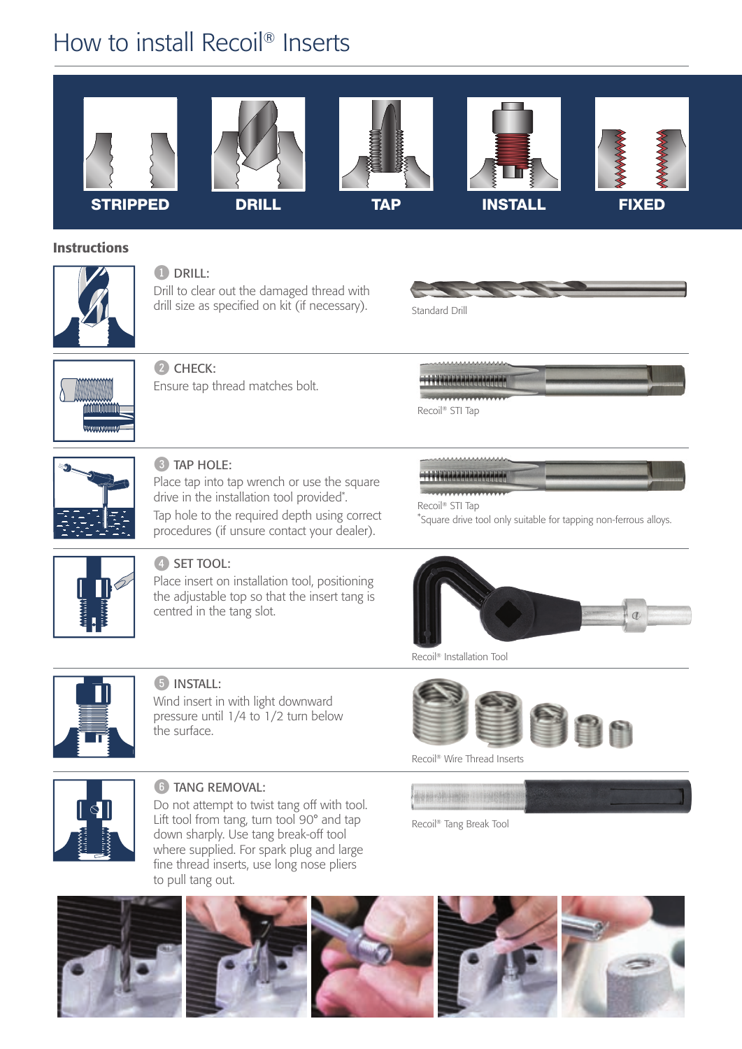# How to install Recoil® Inserts

STRIPPED | DRILL | TAP | INSTALL | FIXED

## Instructions

1. DRILL:
Drill to clear out the damaged thread with drill size as specified on kit (if necessary).

Standard Drill

2. CHECK:
Ensure tap thread matches bolt.

Recoil® STI Tap

3. TAP HOLE:
Place tap into tap wrench or use the square drive in the installation tool provided*.
Tap hole to the required depth using correct procedures (if unsure contact your dealer).

Recoil® STI Tap
*Square drive tool only suitable for tapping non-ferrous alloys.

4. SET TOOL:
Place insert on installation tool, positioning the adjustable top so that the insert tang is centred in the tang slot.

Recoil® Installation Tool

5. INSTALL:
Wind insert in with light downward pressure until 1/4 to 1/2 turn below the surface.

Recoil® Wire Thread Inserts

6. TANG REMOVAL:
Do not attempt to twist tang off with tool. Lift tool from tang, turn tool 90° and tap down sharply. Use tang break-off tool where supplied. For spark plug and large fine thread inserts, use long nose pliers to pull tang out.

Recoil® Tang Break Tool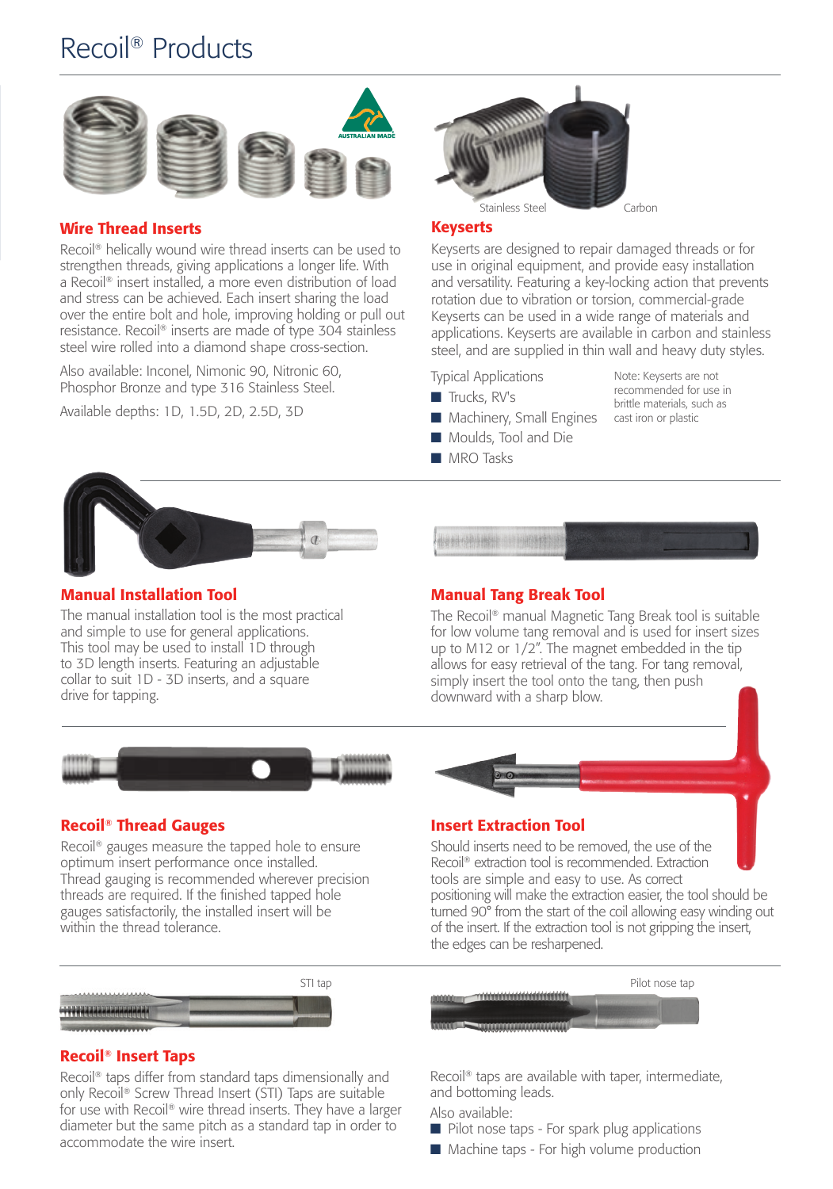# Recoil® Products

## Wire Thread Inserts

Recoil® helically wound wire thread inserts can be used to strengthen threads, giving applications a longer life. With a Recoil® insert installed, a more even distribution of load and stress can be achieved. Each insert sharing the load over the entire bolt and hole, improving holding or pull out resistance. Recoil® inserts are made of type 304 stainless steel wire rolled into a diamond shape cross-section.

Also available: Inconel, Nimonic 90, Nitronic 60, Phosphor Bronze and type 316 Stainless Steel.

Available depths: 1D, 1.5D, 2D, 2.5D, 3D

Stainless Steel Carbon

## Keyserts

Keyserts are designed to repair damaged threads or for use in original equipment, and provide easy installation and versatility. Featuring a key-locking action that prevents rotation due to vibration or torsion, commercial-grade Keyserts can be used in a wide range of materials and applications. Keyserts are available in carbon and stainless steel, and are supplied in thin wall and heavy duty styles.

Typical Applications

- Trucks, RV's
- Machinery, Small Engines
- Moulds, Tool and Die
- MRO Tasks

Note: Keyserts are not recommended for use in brittle materials, such as cast iron or plastic

## Manual Installation Tool

The manual installation tool is the most practical and simple to use for general applications. This tool may be used to install 1D through to 3D length inserts. Featuring an adjustable collar to suit 1D - 3D inserts, and a square drive for tapping.

## Manual Tang Break Tool

The Recoil® manual Magnetic Tang Break tool is suitable for low volume tang removal and is used for insert sizes up to M12 or 1/2". The magnet embedded in the tip allows for easy retrieval of the tang. For tang removal, simply insert the tool onto the tang, then push downward with a sharp blow.

## Recoil® Thread Gauges

Recoil® gauges measure the tapped hole to ensure optimum insert performance once installed. Thread gauging is recommended wherever precision threads are required. If the finished tapped hole gauges satisfactorily, the installed insert will be within the thread tolerance.

## Insert Extraction Tool

Should inserts need to be removed, the use of the Recoil® extraction tool is recommended. Extraction tools are simple and easy to use. As correct positioning will make the extraction easier, the tool should be turned 90° from the start of the coil allowing easy winding out of the insert. If the extraction tool is not gripping the insert, the edges can be resharpened.

STI tap

Pilot nose tap

## Recoil® Insert Taps

Recoil® taps differ from standard taps dimensionally and only Recoil® Screw Thread Insert (STI) Taps are suitable for use with Recoil® wire thread inserts. They have a larger diameter but the same pitch as a standard tap in order to accommodate the wire insert.

Recoil® taps are available with taper, intermediate, and bottoming leads.

Also available:

- Pilot nose taps - For spark plug applications
- Machine taps - For high volume production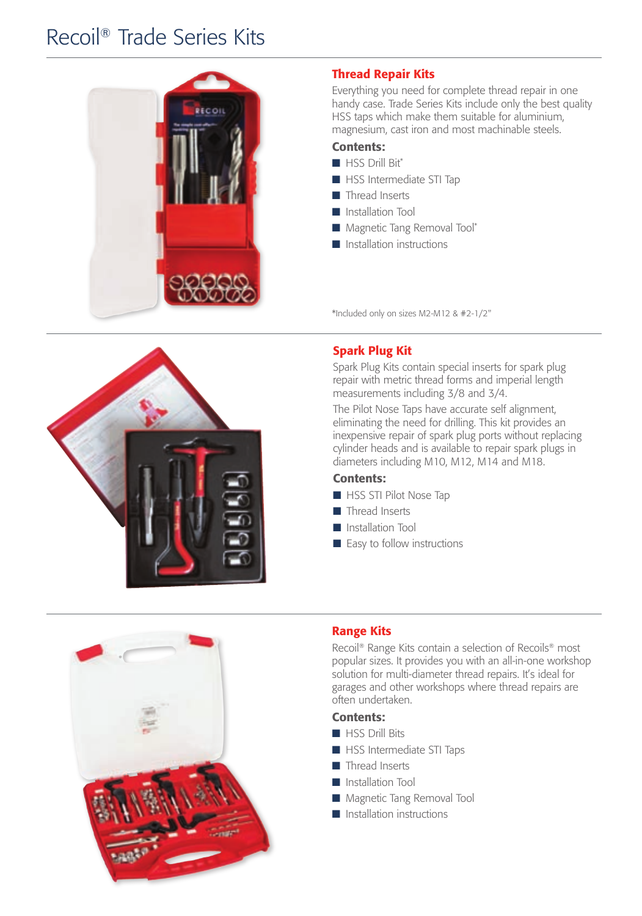# Recoil® Trade Series Kits

## Thread Repair Kits

Everything you need for complete thread repair in one handy case. Trade Series Kits include only the best quality HSS taps which make them suitable for aluminium, magnesium, cast iron and most machinable steels.

### Contents:

- HSS Drill Bit*
- HSS Intermediate STI Tap
- Thread Inserts
- Installation Tool
- Magnetic Tang Removal Tool*
- Installation instructions

*Included only on sizes M2-M12 & #2-1/2"

## Spark Plug Kit

Spark Plug Kits contain special inserts for spark plug repair with metric thread forms and imperial length measurements including 3/8 and 3/4.

The Pilot Nose Taps have accurate self alignment, eliminating the need for drilling. This kit provides an inexpensive repair of spark plug ports without replacing cylinder heads and is available to repair spark plugs in diameters including M10, M12, M14 and M18.

### Contents:

- HSS STI Pilot Nose Tap
- Thread Inserts
- Installation Tool
- Easy to follow instructions

## Range Kits

Recoil® Range Kits contain a selection of Recoils® most popular sizes. It provides you with an all-in-one workshop solution for multi-diameter thread repairs. It's ideal for garages and other workshops where thread repairs are often undertaken.

### Contents:

- HSS Drill Bits
- HSS Intermediate STI Taps
- Thread Inserts
- Installation Tool
- Magnetic Tang Removal Tool
- Installation instructions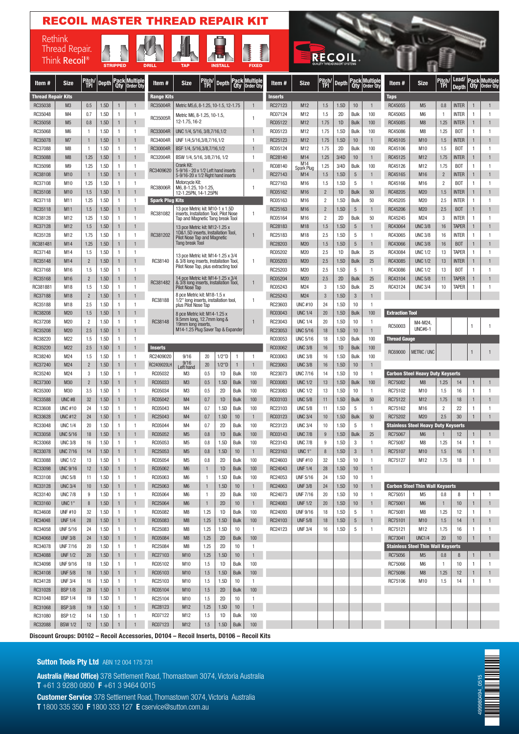# RECOIL MASTER THREAD REPAIR KIT

Rethink Thread Repair. Think Recoil®

STRIPPED — DRILL — TAP — INSTALL — FIXED

RECOIL. QUALITY THREAD INSERT SYSTEMS

## Thread Repair Kits

| Item # | Size | Pitch/TPI | Depth | Pack Qty | Multiple Order Qty |
|---|---|---|---|---|---|
| RC35038 | M3 | 0.5 | 1.5D | 1 | 1 |
| RC35048 | M4 | 0.7 | 1.5D | 1 | 1 |
| RC35058 | M5 | 0.8 | 1.5D | 1 | 1 |
| RC35068 | M6 | 1 | 1.5D | 1 | 1 |
| RC35078 | M7 | 1 | 1.5D | 1 | 1 |
| RC37088 | M8 | 1 | 1.5D | 1 | 1 |
| RC35088 | M8 | 1.25 | 1.5D | 1 | 1 |
| RC35098 | M9 | 1.25 | 1.5D | 1 | 1 |
| RC38108 | M10 | 1 | 1.5D | 1 | 1 |
| RC37108 | M10 | 1.25 | 1.5D | 1 | 1 |
| RC35108 | M10 | 1.5 | 1.5D | 1 | 1 |
| RC37118 | M11 | 1.25 | 1.5D | 1 | 1 |
| RC35118 | M11 | 1.5 | 1.5D | 1 | 1 |
| RC38128 | M12 | 1.25 | 1.5D | 1 | 1 |
| RC37128 | M12 | 1.5 | 1.5D | 1 | 1 |
| RC35128 | M12 | 1.75 | 1.5D | 1 | 1 |
| RC381481 | M14 | 1.25 | 1.5D | 1 | 1 |
| RC37148 | M14 | 1.5 | 1.5D | 1 | 1 |
| RC35148 | M14 | 2 | 1.5D | 1 | 1 |
| RC37168 | M16 | 1.5 | 1.5D | 1 | 1 |
| RC35168 | M16 | 2 | 1.5D | 1 | 1 |
| RC381881 | M18 | 1.5 | 1.5D | 1 | 1 |
| RC37188 | M18 | 2 | 1.5D | 1 | 1 |
| RC35188 | M18 | 2.5 | 1.5D | 1 | 1 |
| RC38208 | M20 | 1.5 | 1.5D | 1 | 1 |
| RC37208 | M20 | 2 | 1.5D | 1 | 1 |
| RC35208 | M20 | 2.5 | 1.5D | 1 | 1 |
| RC38220 | M22 | 1.5 | 1.5D | 1 | 1 |
| RC35220 | M22 | 2.5 | 1.5D | 1 | 1 |
| RC38240 | M24 | 1.5 | 1.5D | 1 | 1 |
| RC37240 | M24 | 2 | 1.5D | 1 | 1 |
| RC35240 | M24 | 3 | 1.5D | 1 | 1 |
| RC37300 | M30 | 2 | 1.5D | 1 | 1 |
| RC35300 | M30 | 3.5 | 1.5D | 1 | 1 |
| RC33588 | UNC #8 | 32 | 1.5D | 1 | 1 |
| RC33608 | UNC #10 | 24 | 1.5D | 1 | 1 |
| RC33628 | UNC #12 | 24 | 1.5D | 1 | 1 |
| RC33048 | UNC 1/4 | 20 | 1.5D | 1 | 1 |
| RC33058 | UNC 5/16 | 18 | 1.5D | 1 | 1 |
| RC33068 | UNC 3/8 | 16 | 1.5D | 1 | 1 |
| RC33078 | UNC 7/16 | 14 | 1.5D | 1 | 1 |
| RC33088 | UNC 1/2 | 13 | 1.5D | 1 | 1 |
| RC33098 | UNC 9/16 | 12 | 1.5D | 1 | 1 |
| RC33108 | UNC 5/8 | 11 | 1.5D | 1 | 1 |
| RC33128 | UNC 3/4 | 10 | 1.5D | 1 | 1 |
| RC33140 | UNC 7/8 | 9 | 1.5D | 1 | 1 |
| RC33160 | UNC 1" | 8 | 1.5D | 1 | 1 |
| RC34608 | UNF #10 | 32 | 1.5D | 1 | 1 |
| RC34048 | UNF 1/4 | 28 | 1.5D | 1 | 1 |
| RC34058 | UNF 5/16 | 24 | 1.5D | 1 | 1 |
| RC34068 | UNF 3/8 | 24 | 1.5D | 1 | 1 |
| RC34078 | UNF 7/16 | 20 | 1.5D | 1 | 1 |
| RC34088 | UNF 1/2 | 20 | 1.5D | 1 | 1 |
| RC34098 | UNF 9/16 | 18 | 1.5D | 1 | 1 |
| RC34108 | UNF 5/8 | 18 | 1.5D | 1 | 1 |
| RC34128 | UNF 3/4 | 16 | 1.5D | 1 | 1 |
| RC31028 | BSP 1/8 | 28 | 1.5D | 1 | 1 |
| RC31048 | BSP 1/4 | 19 | 1.5D | 1 | 1 |
| RC31068 | BSP 3/8 | 19 | 1.5D | 1 | 1 |
| RC31080 | BSP 1/2 | 14 | 1.5D | 1 | 1 |
| RC32088 | BSW 1/2 | 12 | 1.5D | 1 | 1 |

## Range Kits

| Item # | Size | Pack Qty | Multiple Order Qty |
|---|---|---|---|
| RC35004R | Metric M5,6, 8-1.25, 10-1.5, 12-1.75 | | 1 |
| RC35005R | Metric M6, 8-1.25, 10-1.5, 12-1.75, 16-2 | | 1 |
| RC33004R | UNC 1/4, 5/16, 3/8, 7/16, 1/2 | | 1 |
| RC34004R | UNF 1/4, 5/16, 3/8, 7/16, 1/2 | | 1 |
| RC30004R | BSF 1/4, 5/16, 3/8, 7/16, 1/2 | | 1 |
| RC32004R | BSW 1/4, 5/16, 3/8, 7/16, 1/2 | | 1 |
| RC3409620 | Crank Kit: 5-9/16 - 20 x 1/2 Left hand inserts 5-9/16-20 x 1/2 Right hand inserts | | 1 |
| RC38006R | Motorcycle Kit: M6, 8-1.25, 10-1.25, 12-1.25PN, 14-1.25PN | | 1 |

## Spark Plug Kits

| Item # | Size | Pack Qty | Multiple Order Qty |
|---|---|---|---|
| RC381082 | 13 pce Metric Kit: M10-1 x 1.5D inserts, Installation Tool, Pilot Nose Tap and Magnetic Tang break Tool | | 1 |
| RC381202 | 13 pce Metric Kit: M12-1.25 x 1D&1.5D Inserts, Installation Tool, Pilot Nose Tap and Magnetic Tang break Tool | | 1 |
| RC38140 | 13 pce Metric Kit: M14-1.25 x 3/4 & 3/8 long inserts, Installation Tool, Pilot Nose Tap, plus extracting tool | | 1 |
| RC381482 | 14 pce Metric Kit: M14-1.25 x 3/4 & 3/8 long inserts, Installation Tool, Pilot Nose Tap | | 1 |
| RC38188 | 8 pce Metric Kit: M18-1.5 x 1/2" long inserts, installation tool, plus Pilot Nose Tap | | 1 |
| RC38148 | 8 pce Metric Kit: M14-1.25 x 9.5mm long, 12.7mm long & 19mm long inserts, M14-1.25 Plug Saver Tap & Expander | | 1 |

## Inserts

| Item # | Size | Pitch/TPI | Depth | Pack Qty | Multiple Order Qty |
|---|---|---|---|---|---|
| RC2409020 | 9/16 | 20 | 1/2"D | 1 | 1 |
| RC2409020LH | 9/16 Left hand | 20 | 1/2"D | 1 | 1 |
| RC05032 | M3 | 0.5 | 1D | Bulk | 100 |
| RC05033 | M3 | 0.5 | 1.5D | Bulk | 100 |
| RC05034 | M3 | 0.5 | 2D | Bulk | 100 |
| RC05042 | M4 | 0.7 | 1D | Bulk | 100 |
| RC05043 | M4 | 0.7 | 1.5D | Bulk | 100 |
| RC25043 | M4 | 0.7 | 1.5D | 10 | 1 |
| RC05044 | M4 | 0.7 | 2D | Bulk | 100 |
| RC05052 | M5 | 0.8 | 1D | Bulk | 100 |
| RC05053 | M5 | 0.8 | 1.5D | Bulk | 100 |
| RC25053 | M5 | 0.8 | 1.5D | 10 | 1 |
| RC05054 | M5 | 0.8 | 2D | Bulk | 100 |
| RC05062 | M6 | 1 | 1D | Bulk | 100 |
| RC05063 | M6 | 1 | 1.5D | Bulk | 100 |
| RC25063 | M6 | 1 | 1.5D | 10 | 1 |
| RC05064 | M6 | 1 | 2D | Bulk | 100 |
| RC25064 | M6 | 1 | 2D | 10 | 1 |
| RC05082 | M8 | 1.25 | 1D | Bulk | 100 |
| RC05083 | M8 | 1.25 | 1.5D | Bulk | 100 |
| RC25083 | M8 | 1.25 | 1.5D | 10 | 1 |
| RC05084 | M8 | 1.25 | 2D | Bulk | 100 |
| RC25084 | M8 | 1.25 | 2D | 10 | 1 |
| RC27103 | M10 | 1.25 | 1.5D | 10 | 1 |
| RC05102 | M10 | 1.5 | 1D | Bulk | 100 |
| RC05103 | M10 | 1.5 | 1.5D | Bulk | 100 |
| RC25103 | M10 | 1.5 | 1.5D | 10 | 1 |
| RC05104 | M10 | 1.5 | 2D | Bulk | 100 |
| RC25104 | M10 | 1.5 | 2D | 10 | 1 |
| RC28123 | M12 | 1.25 | 1.5D | 10 | 1 |
| RC07122 | M12 | 1.5 | 1D | Bulk | 100 |
| RC07123 | M12 | 1.5 | 1.5D | Bulk | 100 |
| RC27123 | M12 | 1.5 | 1.5D | 10 | 1 |
| RC07124 | M12 | 1.5 | 2D | Bulk | 100 |
| RC05122 | M12 | 1.75 | 1D | Bulk | 100 |
| RC05123 | M12 | 1.75 | 1.5D | Bulk | 100 |
| RC25123 | M12 | 1.75 | 1.5D | 10 | 1 |
| RC05124 | M12 | 1.75 | 2D | Bulk | 100 |
| RC28140 | M14 | 1.25 | 3/4D | 10 | 1 |
| RC08140 | M14 Spark Plug | 1.25 | 3/4D | Bulk | 100 |
| RC27143 | M14 | 1.5 | 1.5D | 5 | 1 |
| RC27163 | M16 | 1.5 | 1.5D | 5 | 1 |
| RC05162 | M16 | 2 | 1D | Bulk | 50 |
| RC05163 | M16 | 2 | 1.5D | Bulk | 50 |
| RC25163 | M16 | 2 | 1.5D | 5 | 1 |
| RC05164 | M16 | 2 | 2D | Bulk | 50 |
| RC28183 | M18 | 1.5 | 1.5D | 5 | 1 |
| RC25183 | M18 | 2.5 | 1.5D | 5 | 1 |
| RC28203 | M20 | 1.5 | 1.5D | 5 | 1 |
| RC05202 | M20 | 2.5 | 1D | Bulk | 25 |
| RC05203 | M20 | 2.5 | 1.5D | Bulk | 25 |
| RC25203 | M20 | 2.5 | 1.5D | 5 | 1 |
| RC05204 | M20 | 2.5 | 2D | Bulk | 25 |
| RC05243 | M24 | 3 | 1.5D | Bulk | 25 |
| RC25243 | M24 | 3 | 1.5D | 3 | 1 |
| RC23603 | UNC #10 | 24 | 1.5D | 10 | 1 |
| RC03043 | UNC 1/4 | 20 | 1.5D | Bulk | 100 |
| RC23043 | UNC 1/4 | 20 | 1.5D | 10 | 1 |
| RC23053 | UNC 5/16 | 18 | 1.5D | 10 | 1 |
| RC03053 | UNC 5/16 | 18 | 1.5D | Bulk | 100 |
| RC03062 | UNC 3/8 | 16 | 1D | Bulk | 100 |
| RC03063 | UNC 3/8 | 16 | 1.5D | Bulk | 100 |
| RC23063 | UNC 3/8 | 16 | 1.5D | 10 | 1 |
| RC23073 | UNC 7/16 | 14 | 1.5D | 10 | 1 |
| RC03083 | UNC 1/2 | 13 | 1.5D | Bulk | 100 |
| RC23083 | UNC 1/2 | 13 | 1.5D | 10 | 1 |
| RC03103 | UNC 5/8 | 11 | 1.5D | Bulk | 50 |
| RC23103 | UNC 5/8 | 11 | 1.5D | 5 | 1 |
| RC03123 | UNC 3/4 | 10 | 1.5D | Bulk | 50 |
| RC23123 | UNC 3/4 | 10 | 1.5D | 5 | 1 |
| RC03143 | UNC 7/8 | 9 | 1.5D | Bulk | 25 |
| RC23143 | UNC 7/8 | 9 | 1.5D | 3 | 1 |
| RC23163 | UNC 1" | 8 | 1.5D | 3 | 1 |
| RC24603 | UNF #10 | 32 | 1.5D | 10 | 1 |
| RC24043 | UNF 1/4 | 28 | 1.5D | 10 | 1 |
| RC24053 | UNF 5/16 | 24 | 1.5D | 10 | 1 |
| RC24063 | UNF 3/8 | 24 | 1.5D | 10 | 1 |
| RC24073 | UNF 7/16 | 20 | 1.5D | 10 | 1 |
| RC24083 | UNF 1/2 | 20 | 1.5D | 10 | 1 |
| RC24093 | UNF 9/16 | 18 | 1.5D | 5 | 1 |
| RC24103 | UNF 5/8 | 18 | 1.5D | 5 | 1 |
| RC24123 | UNF 3/4 | 16 | 1.5D | 5 | 1 |

## Taps

| Item # | Size | Pitch/TPI | Lead/Depth | Pack Qty | Multiple Order Qty |
|---|---|---|---|---|---|
| RC45055 | M5 | 0.8 | INTER | 1 | 1 |
| RC45065 | M6 | 1 | INTER | 1 | 1 |
| RC45085 | M8 | 1.25 | INTER | 1 | 1 |
| RC45086 | M8 | 1.25 | BOT | 1 | 1 |
| RC45105 | M10 | 1.5 | INTER | 1 | 1 |
| RC45106 | M10 | 1.5 | BOT | 1 | 1 |
| RC45125 | M12 | 1.75 | INTER | 1 | 1 |
| RC45126 | M12 | 1.75 | BOT | 1 | 1 |
| RC45165 | M16 | 2 | INTER | 1 | 1 |
| RC45166 | M16 | 2 | BOT | 1 | 1 |
| RC48205 | M20 | 1.5 | INTER | 1 | 1 |
| RC45205 | M20 | 2.5 | INTER | 1 | 1 |
| RC45206 | M20 | 2.5 | BOT | 1 | 1 |
| RC45245 | M24 | 3 | INTER | 1 | 1 |
| RC43064 | UNC 3/8 | 16 | TAPER | 1 | 1 |
| RC43065 | UNC 3/8 | 16 | INTER | 1 | 1 |
| RC43066 | UNC 3/8 | 16 | BOT | 1 | 1 |
| RC43084 | UNC 1/2 | 13 | TAPER | 1 | 1 |
| RC43085 | UNC 1/2 | 13 | INTER | 1 | 1 |
| RC43086 | UNC 1/2 | 13 | BOT | 1 | 1 |
| RC43104 | UNC 5/8 | 11 | TAPER | 1 | 1 |
| RC43124 | UNC 3/4 | 10 | TAPER | 1 | 1 |

## Extraction Tool

| Item # | Size | Pitch/TPI | Lead/Depth | Pack Qty | Multiple Order Qty |
|---|---|---|---|---|---|
| RC50003 | M4-M24, UNC#6-1 | | | 1 | 1 |

## Thread Gauge

| Item # | Size | Pitch/TPI | Lead/Depth | Pack Qty | Multiple Order Qty |
|---|---|---|---|---|---|
| RC69000 | METRIC / UNC | | | 1 | 1 |

## Carbon Steel Heavy Duty Keyserts

| Item # | Size | Pitch/TPI | Lead/Depth | Pack Qty | Multiple Order Qty |
|---|---|---|---|---|---|
| RC75082 | M8 | 1.25 | 14 | 1 | 1 |
| RC75102 | M10 | 1.5 | 16 | 1 | 1 |
| RC75122 | M12 | 1.75 | 18 | 1 | 1 |
| RC75162 | M16 | 2 | 22 | 1 | 1 |
| RC75202 | M20 | 2.5 | 30 | 1 | 1 |

## Stainless Steel Heavy Duty Keyserts

| Item # | Size | Pitch/TPI | Lead/Depth | Pack Qty | Multiple Order Qty |
|---|---|---|---|---|---|
| RC75067 | M6 | 1 | 12 | 1 | 1 |
| RC75087 | M8 | 1.25 | 14 | 1 | 1 |
| RC75107 | M10 | 1.5 | 16 | 1 | 1 |
| RC75127 | M12 | 1.75 | 18 | 1 | 1 |

## Carbon Steel Thin Wall Keyserts

| Item # | Size | Pitch/TPI | Lead/Depth | Pack Qty | Multiple Order Qty |
|---|---|---|---|---|---|
| RC75051 | M5 | 0.8 | 8 | 1 | 1 |
| RC75061 | M6 | 1 | 10 | 1 | 1 |
| RC75081 | M8 | 1.25 | 12 | 1 | 1 |
| RC75101 | M10 | 1.5 | 14 | 1 | 1 |
| RC75121 | M12 | 1.75 | 16 | 1 | 1 |
| RC73041 | UNC1/4 | 20 | 10 | 1 | 1 |

## Stainless Steel Thin Wall Keyserts

| Item # | Size | Pitch/TPI | Lead/Depth | Pack Qty | Multiple Order Qty |
|---|---|---|---|---|---|
| RC75056 | M5 | 0.8 | 8 | 1 | 1 |
| RC75066 | M6 | 1 | 10 | 1 | 1 |
| RC75086 | M8 | 1.25 | 12 | 1 | 1 |
| RC75106 | M10 | 1.5 | 14 | 1 | 1 |

**Discount Groups: D0102 – Recoil Accessories, D0104 – Recoil Inserts, D0106 – Recoil Kits**

**Sutton Tools Pty Ltd** ABN 12 004 175 731

**Australia (Head Office)** 378 Settlement Road, Thomastown 3074, Victoria Australia
**T** +61 3 9280 0800 **F** +61 3 9464 0015

**Customer Service** 378 Settlement Road, Thomastown 3074, Victoria Australia
**T** 1800 335 350 **F** 1800 333 127 **E** cservice@sutton.com.au

499980494_0515